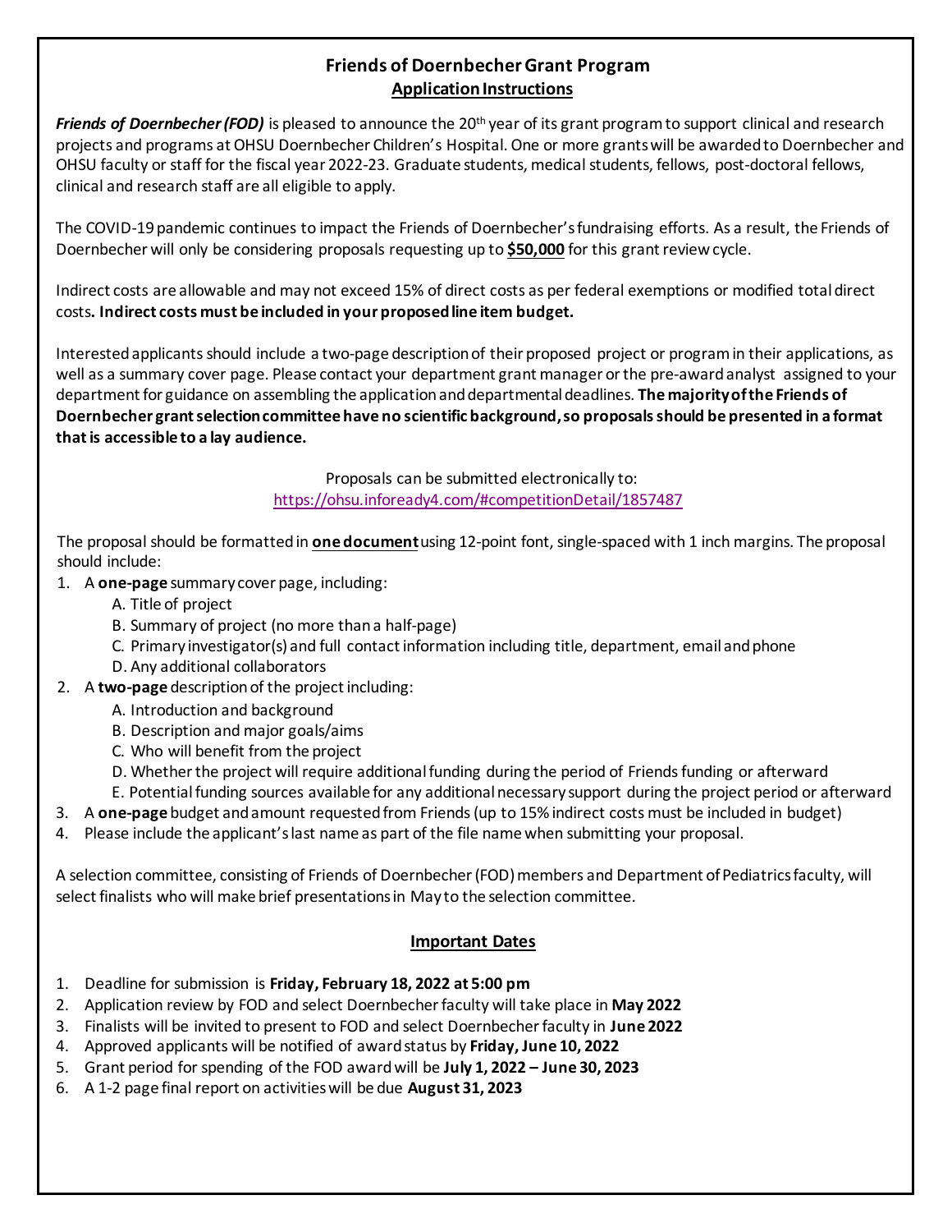# Friends of Doernbecher Grant Program

## Application Instructions

***Friends of Doernbecher (FOD)*** is pleased to announce the 20th year of its grant program to support clinical and research projects and programs at OHSU Doernbecher Children's Hospital. One or more grants will be awarded to Doernbecher and OHSU faculty or staff for the fiscal year 2022-23. Graduate students, medical students, fellows, post-doctoral fellows, clinical and research staff are all eligible to apply.

The COVID-19 pandemic continues to impact the Friends of Doernbecher's fundraising efforts. As a result, the Friends of Doernbecher will only be considering proposals requesting up to **$50,000** for this grant review cycle.

Indirect costs are allowable and may not exceed 15% of direct costs as per federal exemptions or modified total direct costs**. Indirect costs must be included in your proposed line item budget.**

Interested applicants should include a two-page description of their proposed project or program in their applications, as well as a summary cover page. Please contact your department grant manager or the pre-award analyst assigned to your department for guidance on assembling the application and departmental deadlines. **The majority of the Friends of Doernbecher grant selection committee have no scientific background, so proposals should be presented in a format that is accessible to a lay audience.**

Proposals can be submitted electronically to:
https://ohsu.infoready4.com/#competitionDetail/1857487

The proposal should be formatted in **one document** using 12-point font, single-spaced with 1 inch margins. The proposal should include:

1. A **one-page** summary cover page, including:
   - A. Title of project
   - B. Summary of project (no more than a half-page)
   - C. Primary investigator(s) and full contact information including title, department, email and phone
   - D. Any additional collaborators
2. A **two-page** description of the project including:
   - A. Introduction and background
   - B. Description and major goals/aims
   - C. Who will benefit from the project
   - D. Whether the project will require additional funding during the period of Friends funding or afterward
   - E. Potential funding sources available for any additional necessary support during the project period or afterward
3. A **one-page** budget and amount requested from Friends (up to 15% indirect costs must be included in budget)
4. Please include the applicant's last name as part of the file name when submitting your proposal.

A selection committee, consisting of Friends of Doernbecher (FOD) members and Department of Pediatrics faculty, will select finalists who will make brief presentations in May to the selection committee.

## Important Dates

1. Deadline for submission is **Friday, February 18, 2022 at 5:00 pm**
2. Application review by FOD and select Doernbecher faculty will take place in **May 2022**
3. Finalists will be invited to present to FOD and select Doernbecher faculty in **June 2022**
4. Approved applicants will be notified of award status by **Friday, June 10, 2022**
5. Grant period for spending of the FOD award will be **July 1, 2022 – June 30, 2023**
6. A 1-2 page final report on activities will be due **August 31, 2023**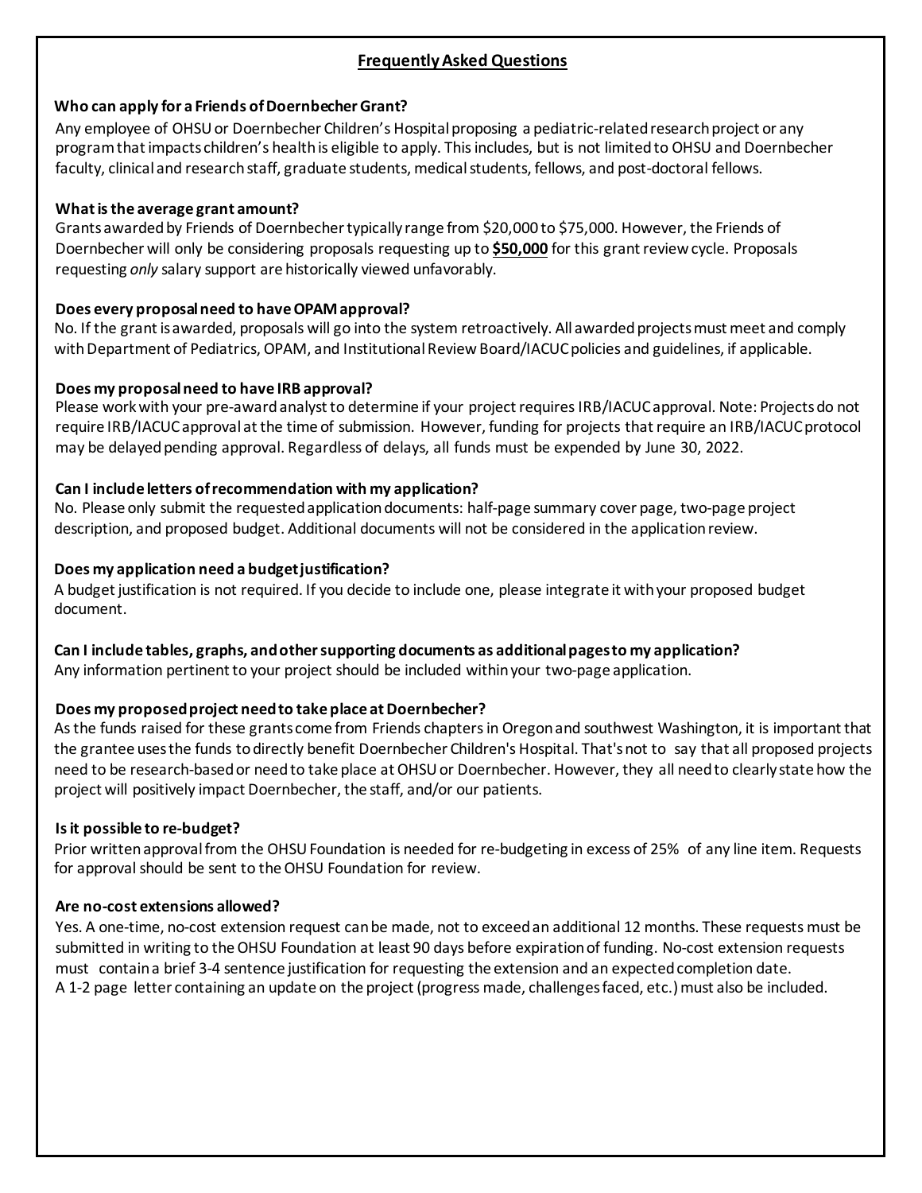## Frequently Asked Questions

### Who can apply for a Friends of Doernbecher Grant?

Any employee of OHSU or Doernbecher Children's Hospital proposing a pediatric-related research project or any program that impacts children's health is eligible to apply. This includes, but is not limited to OHSU and Doernbecher faculty, clinical and research staff, graduate students, medical students, fellows, and post-doctoral fellows.

### What is the average grant amount?

Grants awarded by Friends of Doernbecher typically range from $20,000 to $75,000. However, the Friends of Doernbecher will only be considering proposals requesting up to **$50,000** for this grant review cycle. Proposals requesting *only* salary support are historically viewed unfavorably.

### Does every proposal need to have OPAM approval?

No. If the grant is awarded, proposals will go into the system retroactively. All awarded projects must meet and comply with Department of Pediatrics, OPAM, and Institutional Review Board/IACUC policies and guidelines, if applicable.

### Does my proposal need to have IRB approval?

Please work with your pre-award analyst to determine if your project requires IRB/IACUC approval. Note: Projects do not require IRB/IACUC approval at the time of submission. However, funding for projects that require an IRB/IACUC protocol may be delayed pending approval. Regardless of delays, all funds must be expended by June 30, 2022.

### Can I include letters of recommendation with my application?

No. Please only submit the requested application documents: half-page summary cover page, two-page project description, and proposed budget. Additional documents will not be considered in the application review.

### Does my application need a budget justification?

A budget justification is not required. If you decide to include one, please integrate it with your proposed budget document.

### Can I include tables, graphs, and other supporting documents as additional pages to my application?

Any information pertinent to your project should be included within your two-page application.

### Does my proposed project need to take place at Doernbecher?

As the funds raised for these grants come from Friends chapters in Oregon and southwest Washington, it is important that the grantee uses the funds to directly benefit Doernbecher Children's Hospital. That's not to say that all proposed projects need to be research-based or need to take place at OHSU or Doernbecher. However, they all need to clearly state how the project will positively impact Doernbecher, the staff, and/or our patients.

### Is it possible to re-budget?

Prior written approval from the OHSU Foundation is needed for re-budgeting in excess of 25% of any line item. Requests for approval should be sent to the OHSU Foundation for review.

### Are no-cost extensions allowed?

Yes. A one-time, no-cost extension request can be made, not to exceed an additional 12 months. These requests must be submitted in writing to the OHSU Foundation at least 90 days before expiration of funding. No-cost extension requests must contain a brief 3-4 sentence justification for requesting the extension and an expected completion date. A 1-2 page letter containing an update on the project (progress made, challenges faced, etc.) must also be included.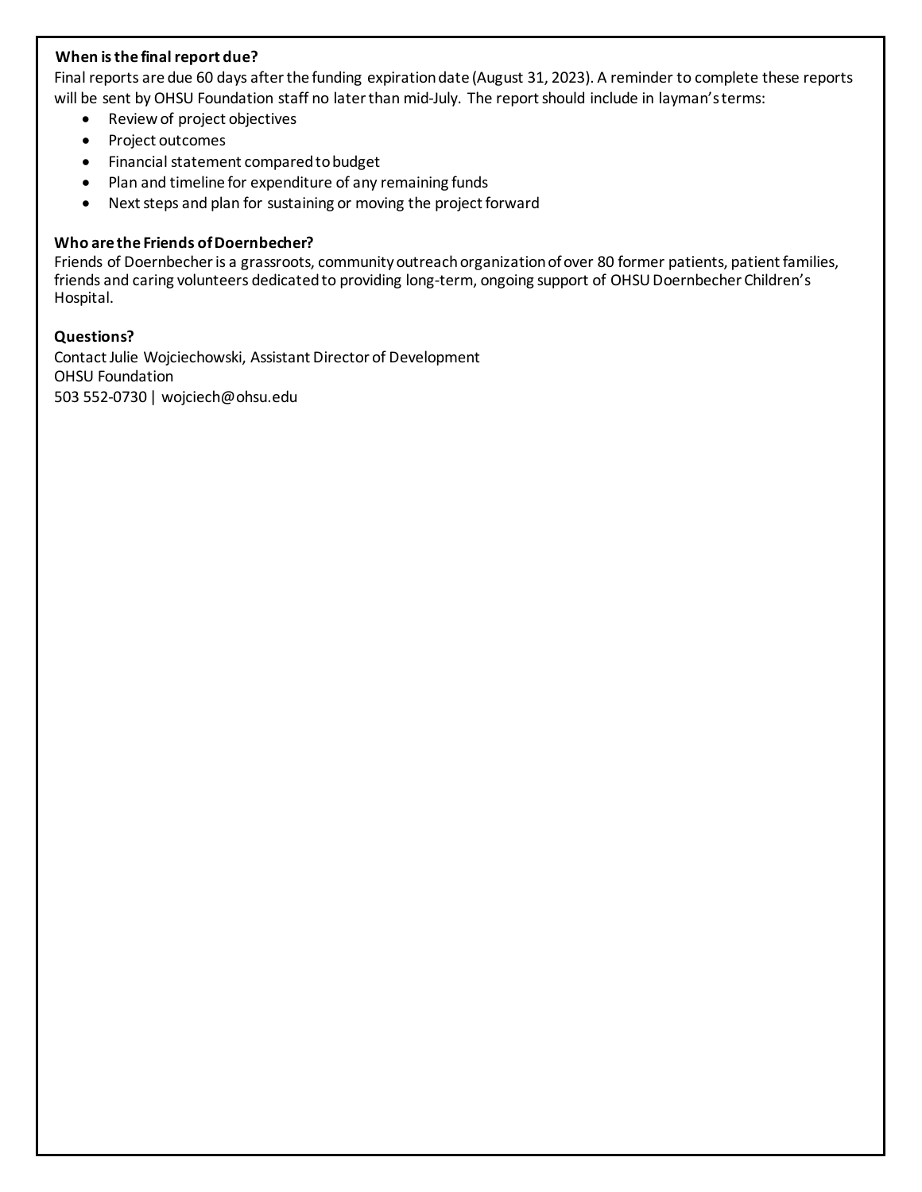**When is the final report due?**

Final reports are due 60 days after the funding expiration date (August 31, 2023). A reminder to complete these reports will be sent by OHSU Foundation staff no later than mid-July. The report should include in layman's terms:

- Review of project objectives
- Project outcomes
- Financial statement compared to budget
- Plan and timeline for expenditure of any remaining funds
- Next steps and plan for sustaining or moving the project forward

**Who are the Friends of Doernbecher?**

Friends of Doernbecher is a grassroots, community outreach organization of over 80 former patients, patient families, friends and caring volunteers dedicated to providing long-term, ongoing support of OHSU Doernbecher Children's Hospital.

**Questions?**

Contact Julie Wojciechowski, Assistant Director of Development
OHSU Foundation
503 552-0730 | wojciech@ohsu.edu